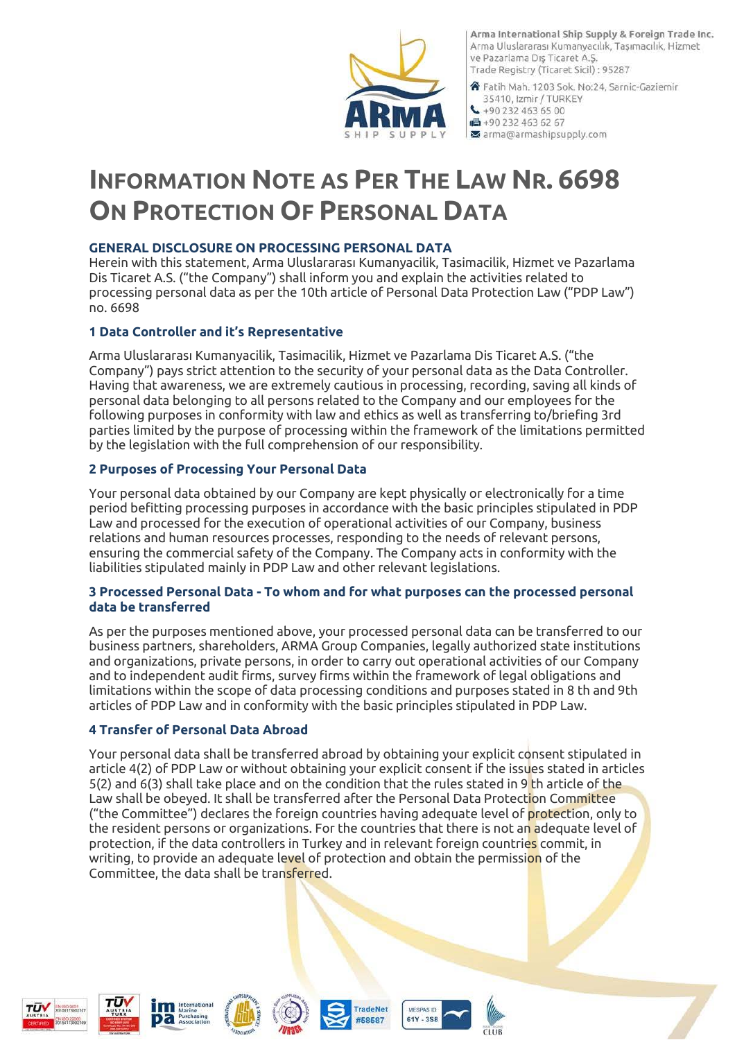Arma International Ship Supply & Foreign Trade Inc.
Arma Uluslararası Kumanyacılık, Taşımacılık, Hizmet ve Pazarlama Dış Ticaret A.Ş.
Trade Registry (Ticaret Sicil) : 95287

Fatih Mah. 1203 Sok. No:24, Sarnic-Gaziemir 35410, Izmir / TURKEY
+90 232 463 65 00
+90 232 463 62 67
arma@armashipsupply.com

# INFORMATION NOTE AS PER THE LAW NR. 6698 ON PROTECTION OF PERSONAL DATA

### GENERAL DISCLOSURE ON PROCESSING PERSONAL DATA

Herein with this statement, Arma Uluslararası Kumanyacilik, Tasimacilik, Hizmet ve Pazarlama Dis Ticaret A.S. ("the Company") shall inform you and explain the activities related to processing personal data as per the 10th article of Personal Data Protection Law ("PDP Law") no. 6698

### 1 Data Controller and it's Representative

Arma Uluslararası Kumanyacilik, Tasimacilik, Hizmet ve Pazarlama Dis Ticaret A.S. ("the Company") pays strict attention to the security of your personal data as the Data Controller. Having that awareness, we are extremely cautious in processing, recording, saving all kinds of personal data belonging to all persons related to the Company and our employees for the following purposes in conformity with law and ethics as well as transferring to/briefing 3rd parties limited by the purpose of processing within the framework of the limitations permitted by the legislation with the full comprehension of our responsibility.

### 2 Purposes of Processing Your Personal Data

Your personal data obtained by our Company are kept physically or electronically for a time period befitting processing purposes in accordance with the basic principles stipulated in PDP Law and processed for the execution of operational activities of our Company, business relations and human resources processes, responding to the needs of relevant persons, ensuring the commercial safety of the Company. The Company acts in conformity with the liabilities stipulated mainly in PDP Law and other relevant legislations.

### 3 Processed Personal Data - To whom and for what purposes can the processed personal data be transferred

As per the purposes mentioned above, your processed personal data can be transferred to our business partners, shareholders, ARMA Group Companies, legally authorized state institutions and organizations, private persons, in order to carry out operational activities of our Company and to independent audit firms, survey firms within the framework of legal obligations and limitations within the scope of data processing conditions and purposes stated in 8 th and 9th articles of PDP Law and in conformity with the basic principles stipulated in PDP Law.

### 4 Transfer of Personal Data Abroad

Your personal data shall be transferred abroad by obtaining your explicit consent stipulated in article 4(2) of PDP Law or without obtaining your explicit consent if the issues stated in articles 5(2) and 6(3) shall take place and on the condition that the rules stated in 9 th article of the Law shall be obeyed. It shall be transferred after the Personal Data Protection Committee ("the Committee") declares the foreign countries having adequate level of protection, only to the resident persons or organizations. For the countries that there is not an adequate level of protection, if the data controllers in Turkey and in relevant foreign countries commit, in writing, to provide an adequate level of protection and obtain the permission of the Committee, the data shall be transferred.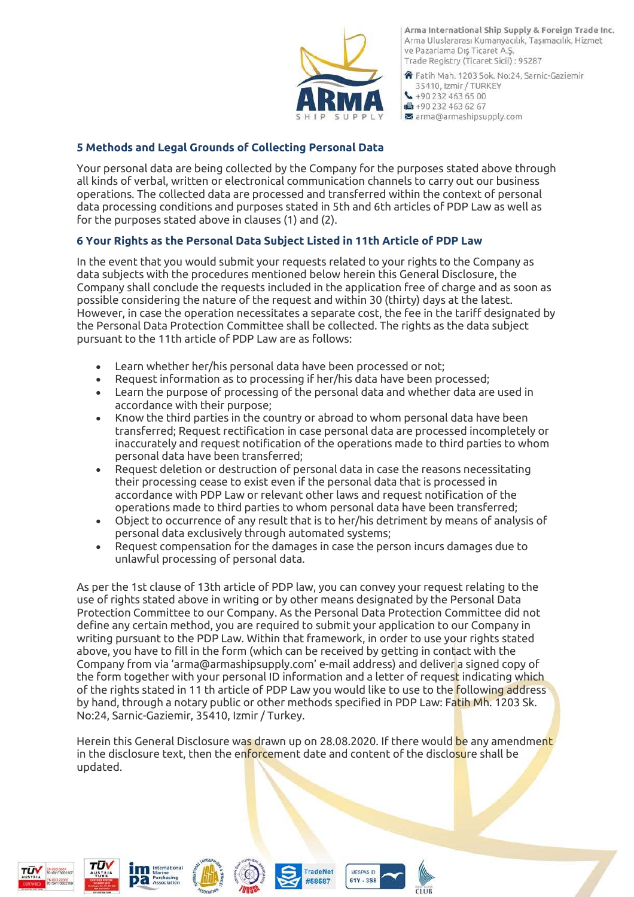## 5 Methods and Legal Grounds of Collecting Personal Data

Your personal data are being collected by the Company for the purposes stated above through all kinds of verbal, written or electronical communication channels to carry out our business operations. The collected data are processed and transferred within the context of personal data processing conditions and purposes stated in 5th and 6th articles of PDP Law as well as for the purposes stated above in clauses (1) and (2).

## 6 Your Rights as the Personal Data Subject Listed in 11th Article of PDP Law

In the event that you would submit your requests related to your rights to the Company as data subjects with the procedures mentioned below herein this General Disclosure, the Company shall conclude the requests included in the application free of charge and as soon as possible considering the nature of the request and within 30 (thirty) days at the latest. However, in case the operation necessitates a separate cost, the fee in the tariff designated by the Personal Data Protection Committee shall be collected. The rights as the data subject pursuant to the 11th article of PDP Law are as follows:

- Learn whether her/his personal data have been processed or not;
- Request information as to processing if her/his data have been processed;
- Learn the purpose of processing of the personal data and whether data are used in accordance with their purpose;
- Know the third parties in the country or abroad to whom personal data have been transferred; Request rectification in case personal data are processed incompletely or inaccurately and request notification of the operations made to third parties to whom personal data have been transferred;
- Request deletion or destruction of personal data in case the reasons necessitating their processing cease to exist even if the personal data that is processed in accordance with PDP Law or relevant other laws and request notification of the operations made to third parties to whom personal data have been transferred;
- Object to occurrence of any result that is to her/his detriment by means of analysis of personal data exclusively through automated systems;
- Request compensation for the damages in case the person incurs damages due to unlawful processing of personal data.

As per the 1st clause of 13th article of PDP law, you can convey your request relating to the use of rights stated above in writing or by other means designated by the Personal Data Protection Committee to our Company. As the Personal Data Protection Committee did not define any certain method, you are required to submit your application to our Company in writing pursuant to the PDP Law. Within that framework, in order to use your rights stated above, you have to fill in the form (which can be received by getting in contact with the Company from via 'arma@armashipsupply.com' e-mail address) and deliver a signed copy of the form together with your personal ID information and a letter of request indicating which of the rights stated in 11 th article of PDP Law you would like to use to the following address by hand, through a notary public or other methods specified in PDP Law: Fatih Mh. 1203 Sk. No:24, Sarnic-Gaziemir, 35410, Izmir / Turkey.

Herein this General Disclosure was drawn up on 28.08.2020. If there would be any amendment in the disclosure text, then the enforcement date and content of the disclosure shall be updated.